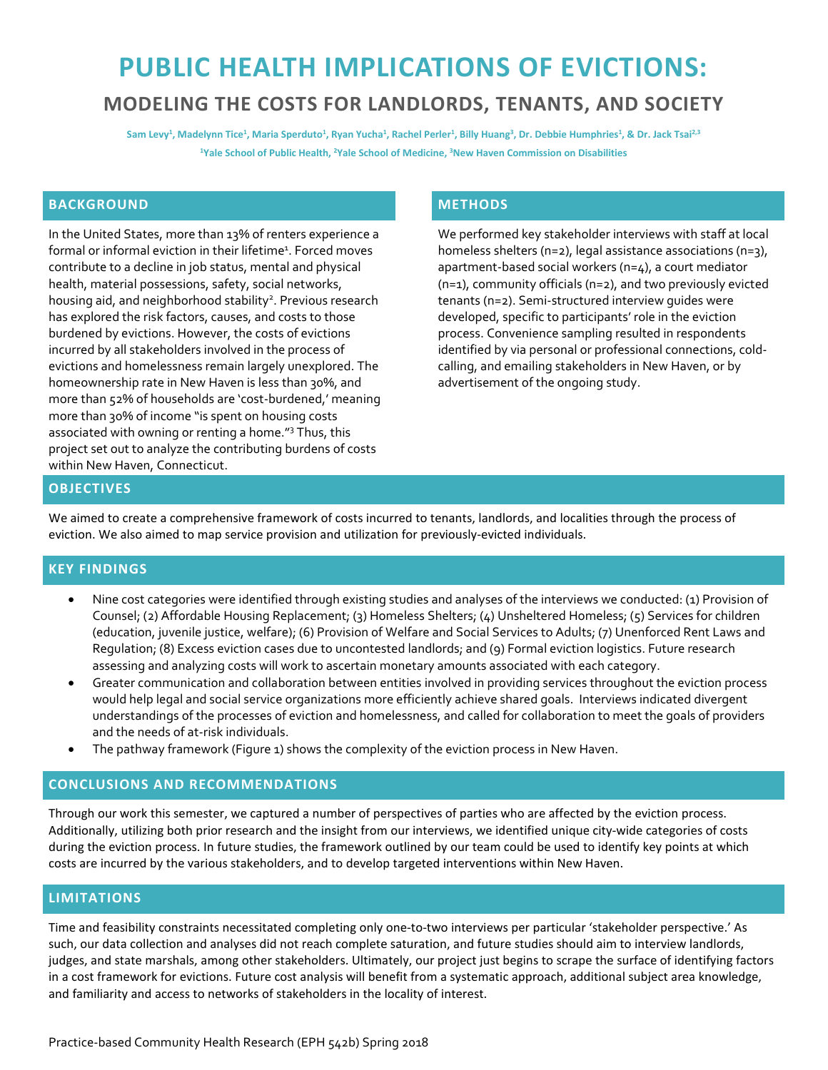# PUBLIC HEALTH IMPLICATIONS OF EVICTIONS:

## MODELING THE COSTS FOR LANDLORDS, TENANTS, AND SOCIETY

**Sam Levy[1], Madelynn Tice[1], Maria Sperduto[1], Ryan Yucha[1], Rachel Perler[1], Billy Huang[3], Dr. Debbie Humphries[1], & Dr. Jack Tsai[2,3]**

**[1]Yale School of Public Health, [2]Yale School of Medicine, [3]New Haven Commission on Disabilities**

## BACKGROUND

In the United States, more than 13% of renters experience a formal or informal eviction in their lifetime[1]. Forced moves contribute to a decline in job status, mental and physical health, material possessions, safety, social networks, housing aid, and neighborhood stability[2]. Previous research has explored the risk factors, causes, and costs to those burdened by evictions. However, the costs of evictions incurred by all stakeholders involved in the process of evictions and homelessness remain largely unexplored. The homeownership rate in New Haven is less than 30%, and more than 52% of households are 'cost-burdened,' meaning more than 30% of income "is spent on housing costs associated with owning or renting a home."[3] Thus, this project set out to analyze the contributing burdens of costs within New Haven, Connecticut.

## METHODS

We performed key stakeholder interviews with staff at local homeless shelters (n=2), legal assistance associations (n=3), apartment-based social workers (n=4), a court mediator (n=1), community officials (n=2), and two previously evicted tenants (n=2). Semi-structured interview guides were developed, specific to participants' role in the eviction process. Convenience sampling resulted in respondents identified by via personal or professional connections, cold-calling, and emailing stakeholders in New Haven, or by advertisement of the ongoing study.

## OBJECTIVES

We aimed to create a comprehensive framework of costs incurred to tenants, landlords, and localities through the process of eviction. We also aimed to map service provision and utilization for previously-evicted individuals.

## KEY FINDINGS

- Nine cost categories were identified through existing studies and analyses of the interviews we conducted: (1) Provision of Counsel; (2) Affordable Housing Replacement; (3) Homeless Shelters; (4) Unsheltered Homeless; (5) Services for children (education, juvenile justice, welfare); (6) Provision of Welfare and Social Services to Adults; (7) Unenforced Rent Laws and Regulation; (8) Excess eviction cases due to uncontested landlords; and (9) Formal eviction logistics. Future research assessing and analyzing costs will work to ascertain monetary amounts associated with each category.
- Greater communication and collaboration between entities involved in providing services throughout the eviction process would help legal and social service organizations more efficiently achieve shared goals. Interviews indicated divergent understandings of the processes of eviction and homelessness, and called for collaboration to meet the goals of providers and the needs of at-risk individuals.
- The pathway framework (Figure 1) shows the complexity of the eviction process in New Haven.

## CONCLUSIONS AND RECOMMENDATIONS

Through our work this semester, we captured a number of perspectives of parties who are affected by the eviction process. Additionally, utilizing both prior research and the insight from our interviews, we identified unique city-wide categories of costs during the eviction process. In future studies, the framework outlined by our team could be used to identify key points at which costs are incurred by the various stakeholders, and to develop targeted interventions within New Haven.

## LIMITATIONS

Time and feasibility constraints necessitated completing only one-to-two interviews per particular 'stakeholder perspective.' As such, our data collection and analyses did not reach complete saturation, and future studies should aim to interview landlords, judges, and state marshals, among other stakeholders. Ultimately, our project just begins to scrape the surface of identifying factors in a cost framework for evictions. Future cost analysis will benefit from a systematic approach, additional subject area knowledge, and familiarity and access to networks of stakeholders in the locality of interest.

Practice-based Community Health Research (EPH 542b) Spring 2018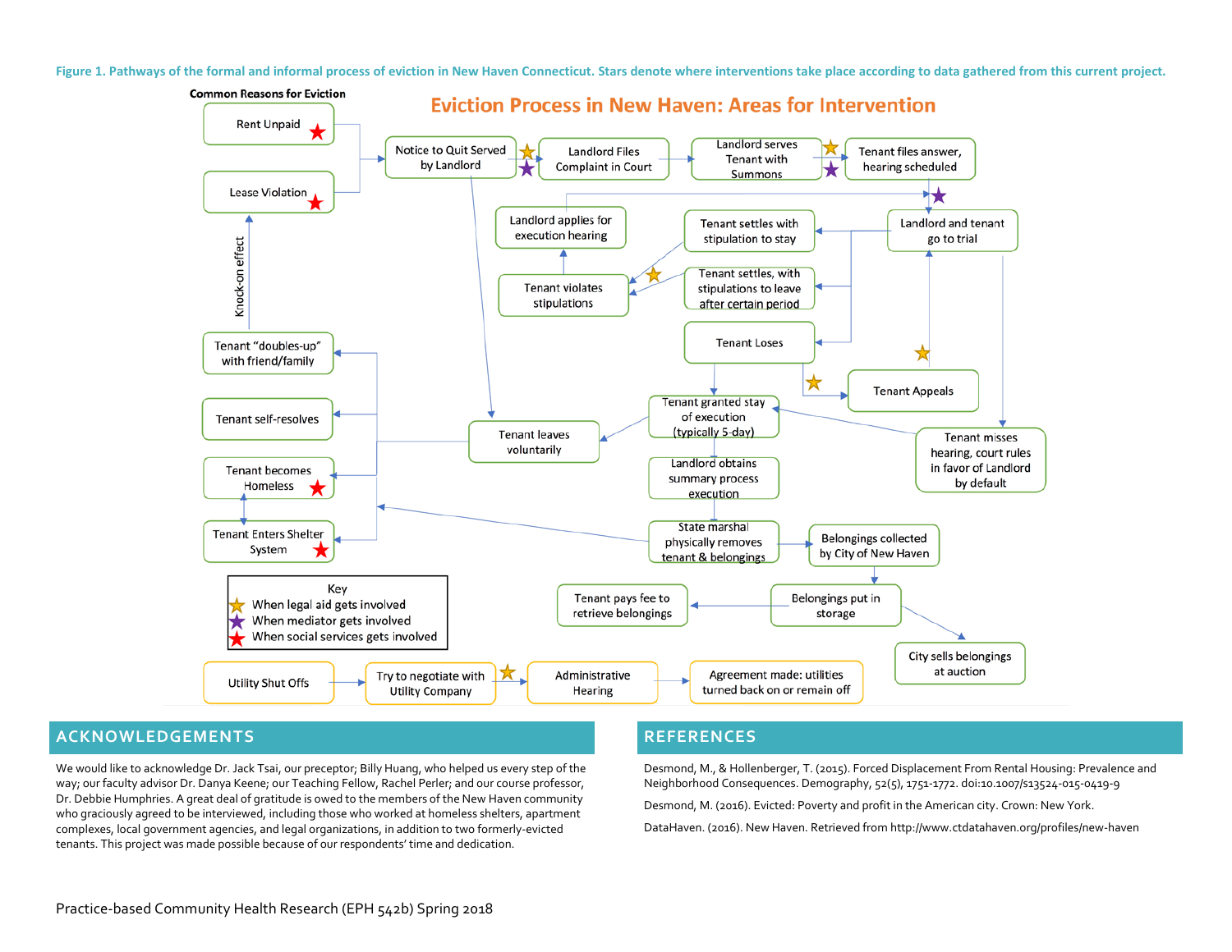Figure 1. Pathways of the formal and informal process of eviction in New Haven Connecticut. Stars denote where interventions take place according to data gathered from this current project.

Eviction Process in New Haven: Areas for Intervention

Common Reasons for Eviction

Rent Unpaid

Lease Violation

Knock-on effect

Tenant "doubles-up" with friend/family

Tenant self-resolves

Tenant becomes Homeless

Tenant Enters Shelter System

Notice to Quit Served by Landlord

Landlord Files Complaint in Court

Landlord serves Tenant with Summons

Tenant files answer, hearing scheduled

Landlord applies for execution hearing

Tenant settles with stipulation to stay

Landlord and tenant go to trial

Tenant violates stipulations

Tenant settles, with stipulations to leave after certain period

Tenant Loses

Tenant Appeals

Tenant leaves voluntarily

Tenant granted stay of execution (typically 5-day)

Tenant misses hearing, court rules in favor of Landlord by default

Landlord obtains summary process execution

State marshal physically removes tenant & belongings

Belongings collected by City of New Haven

Tenant pays fee to retrieve belongings

Belongings put in storage

City sells belongings at auction

Key
When legal aid gets involved
When mediator gets involved
When social services gets involved

Utility Shut Offs

Try to negotiate with Utility Company

Administrative Hearing

Agreement made: utilities turned back on or remain off

## ACKNOWLEDGEMENTS

We would like to acknowledge Dr. Jack Tsai, our preceptor; Billy Huang, who helped us every step of the way; our faculty advisor Dr. Danya Keene; our Teaching Fellow, Rachel Perler; and our course professor, Dr. Debbie Humphries. A great deal of gratitude is owed to the members of the New Haven community who graciously agreed to be interviewed, including those who worked at homeless shelters, apartment complexes, local government agencies, and legal organizations, in addition to two formerly-evicted tenants. This project was made possible because of our respondents' time and dedication.

## REFERENCES

Desmond, M., & Hollenberger, T. (2015). Forced Displacement From Rental Housing: Prevalence and Neighborhood Consequences. Demography, 52(5), 1751-1772. doi:10.1007/s13524-015-0419-9

Desmond, M. (2016). Evicted: Poverty and profit in the American city. Crown: New York.

DataHaven. (2016). New Haven. Retrieved from http://www.ctdatahaven.org/profiles/new-haven

Practice-based Community Health Research (EPH 542b) Spring 2018